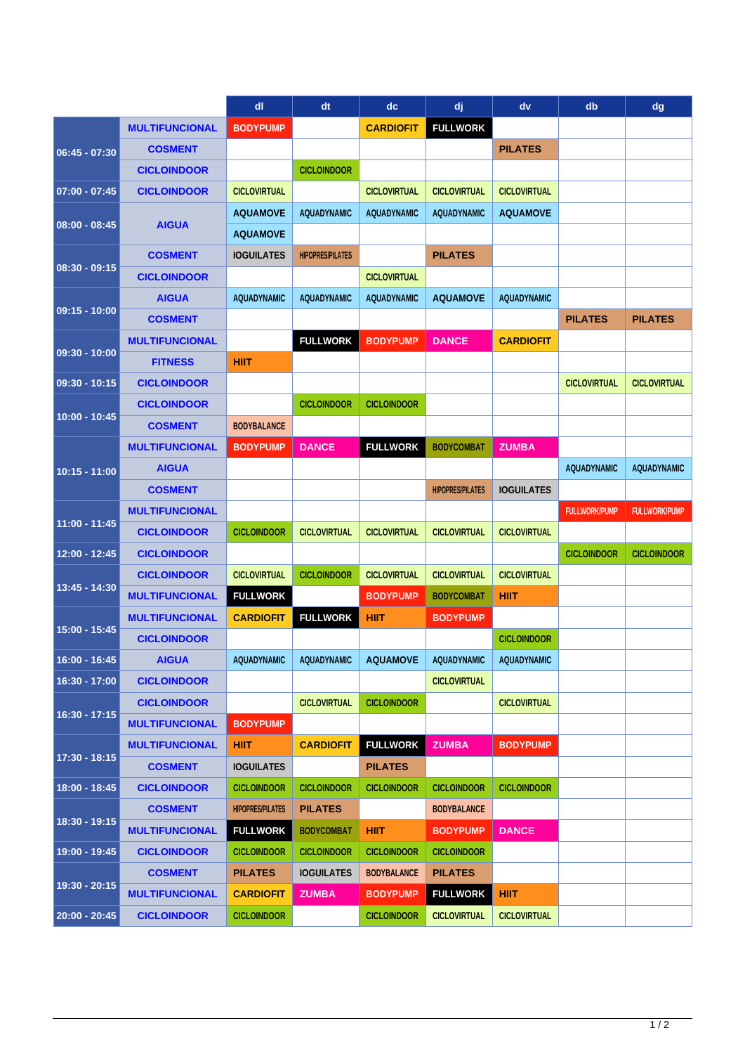| | | dl | dt | dc | dj | dv | db | dg |
|---|---|---|---|---|---|---|---|---|
| 06:45 - 07:30 | MULTIFUNCIONAL | BODYPUMP | | CARDIOFIT | FULLWORK | | | |
| | COSMENT | | | | | PILATES | | |
| | CICLOINDOOR | | CICLOINDOOR | | | | | |
| 07:00 - 07:45 | CICLOINDOOR | CICLOVIRTUAL | | CICLOVIRTUAL | CICLOVIRTUAL | CICLOVIRTUAL | | |
| 08:00 - 08:45 | AIGUA | AQUAMOVE | AQUADYNAMIC | AQUADYNAMIC | AQUADYNAMIC | AQUAMOVE | | |
| | | AQUAMOVE | | | | | | |
| 08:30 - 09:15 | COSMENT | IOGUILATES | HIPOPRES/PILATES | | PILATES | | | |
| | CICLOINDOOR | | | CICLOVIRTUAL | | | | |
| 09:15 - 10:00 | AIGUA | AQUADYNAMIC | AQUADYNAMIC | AQUADYNAMIC | AQUAMOVE | AQUADYNAMIC | | |
| | COSMENT | | | | | | PILATES | PILATES |
| 09:30 - 10:00 | MULTIFUNCIONAL | | FULLWORK | BODYPUMP | DANCE | CARDIOFIT | | |
| | FITNESS | HIIT | | | | | | |
| 09:30 - 10:15 | CICLOINDOOR | | | | | | CICLOVIRTUAL | CICLOVIRTUAL |
| 10:00 - 10:45 | CICLOINDOOR | | CICLOINDOOR | CICLOINDOOR | | | | |
| | COSMENT | BODYBALANCE | | | | | | |
| 10:15 - 11:00 | MULTIFUNCIONAL | BODYPUMP | DANCE | FULLWORK | BODYCOMBAT | ZUMBA | | |
| | AIGUA | | | | | | AQUADYNAMIC | AQUADYNAMIC |
| | COSMENT | | | | HIPOPRES/PILATES | IOGUILATES | | |
| 11:00 - 11:45 | MULTIFUNCIONAL | | | | | | FULLWORK/PUMP | FULLWORK/PUMP |
| | CICLOINDOOR | CICLOINDOOR | CICLOVIRTUAL | CICLOVIRTUAL | CICLOVIRTUAL | CICLOVIRTUAL | | |
| 12:00 - 12:45 | CICLOINDOOR | | | | | | CICLOINDOOR | CICLOINDOOR |
| 13:45 - 14:30 | CICLOINDOOR | CICLOVIRTUAL | CICLOINDOOR | CICLOVIRTUAL | CICLOVIRTUAL | CICLOVIRTUAL | | |
| | MULTIFUNCIONAL | FULLWORK | | BODYPUMP | BODYCOMBAT | HIIT | | |
| 15:00 - 15:45 | MULTIFUNCIONAL | CARDIOFIT | FULLWORK | HIIT | BODYPUMP | | | |
| | CICLOINDOOR | | | | | CICLOINDOOR | | |
| 16:00 - 16:45 | AIGUA | AQUADYNAMIC | AQUADYNAMIC | AQUAMOVE | AQUADYNAMIC | AQUADYNAMIC | | |
| 16:30 - 17:00 | CICLOINDOOR | | | | CICLOVIRTUAL | | | |
| 16:30 - 17:15 | CICLOINDOOR | | CICLOVIRTUAL | CICLOINDOOR | | CICLOVIRTUAL | | |
| | MULTIFUNCIONAL | BODYPUMP | | | | | | |
| 17:30 - 18:15 | MULTIFUNCIONAL | HIIT | CARDIOFIT | FULLWORK | ZUMBA | BODYPUMP | | |
| | COSMENT | IOGUILATES | | PILATES | | | | |
| 18:00 - 18:45 | CICLOINDOOR | CICLOINDOOR | CICLOINDOOR | CICLOINDOOR | CICLOINDOOR | CICLOINDOOR | | |
| 18:30 - 19:15 | COSMENT | HIPOPRES/PILATES | PILATES | | BODYBALANCE | | | |
| | MULTIFUNCIONAL | FULLWORK | BODYCOMBAT | HIIT | BODYPUMP | DANCE | | |
| 19:00 - 19:45 | CICLOINDOOR | CICLOINDOOR | CICLOINDOOR | CICLOINDOOR | CICLOINDOOR | | | |
| 19:30 - 20:15 | COSMENT | PILATES | IOGUILATES | BODYBALANCE | PILATES | | | |
| | MULTIFUNCIONAL | CARDIOFIT | ZUMBA | BODYPUMP | FULLWORK | HIIT | | |
| 20:00 - 20:45 | CICLOINDOOR | CICLOINDOOR | | CICLOINDOOR | CICLOVIRTUAL | CICLOVIRTUAL | | |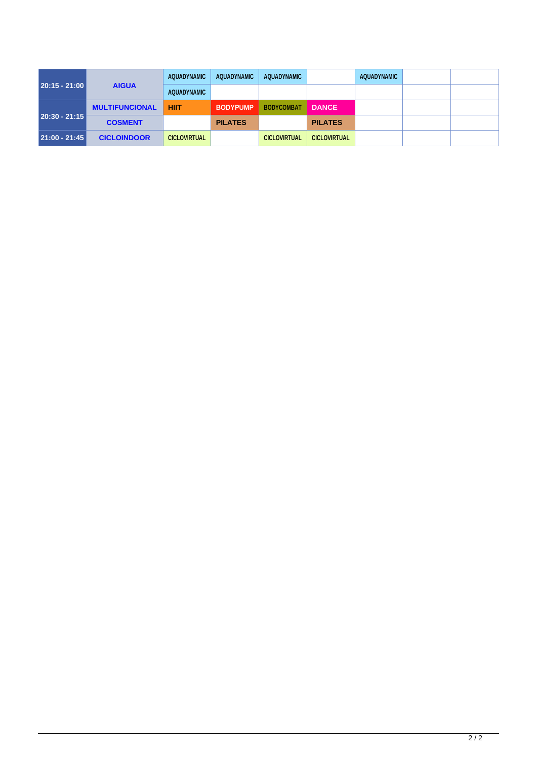| | | | | | | | | |
|---|---|---|---|---|---|---|---|---|
| 20:15 - 21:00 | AIGUA | AQUADYNAMIC | AQUADYNAMIC | AQUADYNAMIC | | AQUADYNAMIC | | |
| | | AQUADYNAMIC | | | | | | |
| 20:30 - 21:15 | MULTIFUNCIONAL | HIIT | BODYPUMP | BODYCOMBAT | DANCE | | | |
| | COSMENT | | PILATES | | PILATES | | | |
| 21:00 - 21:45 | CICLOINDOOR | CICLOVIRTUAL | | CICLOVIRTUAL | CICLOVIRTUAL | | | |